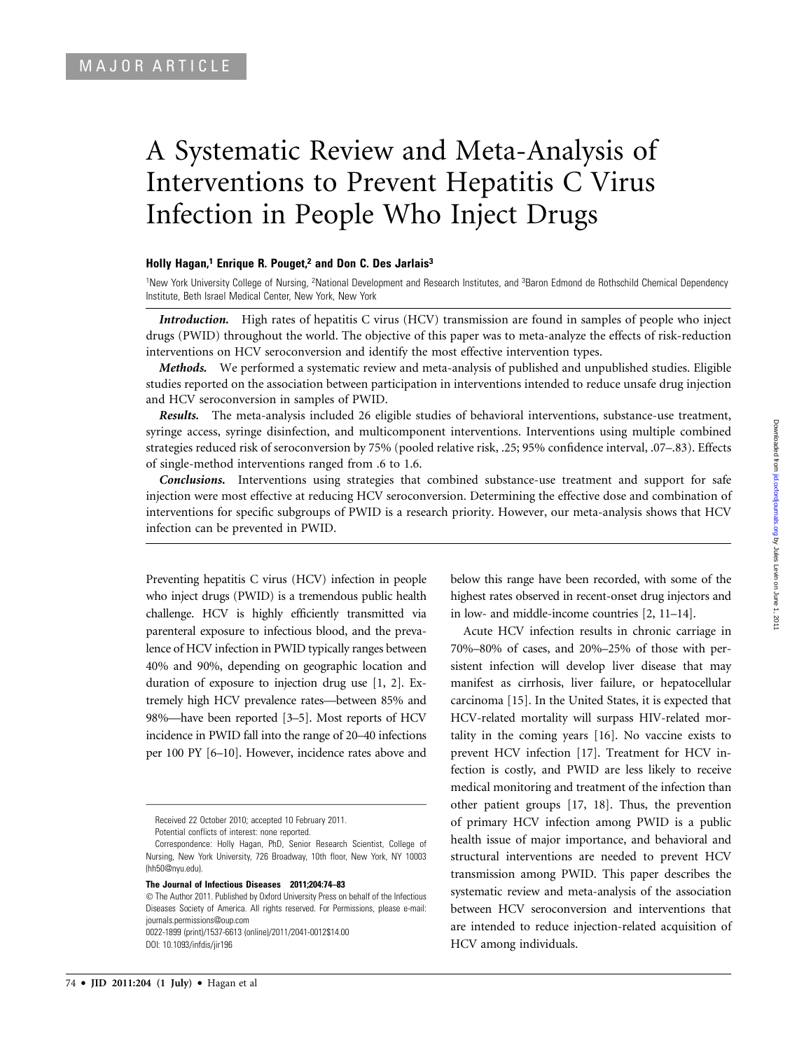MAJOR ARTICLE

# A Systematic Review and Meta-Analysis of Interventions to Prevent Hepatitis C Virus Infection in People Who Inject Drugs

**Holly Hagan,[1] Enrique R. Pouget,[2] and Don C. Des Jarlais[3]**

[1]New York University College of Nursing, [2]National Development and Research Institutes, and [3]Baron Edmond de Rothschild Chemical Dependency Institute, Beth Israel Medical Center, New York, New York

***Introduction.*** High rates of hepatitis C virus (HCV) transmission are found in samples of people who inject drugs (PWID) throughout the world. The objective of this paper was to meta-analyze the effects of risk-reduction interventions on HCV seroconversion and identify the most effective intervention types.

***Methods.*** We performed a systematic review and meta-analysis of published and unpublished studies. Eligible studies reported on the association between participation in interventions intended to reduce unsafe drug injection and HCV seroconversion in samples of PWID.

***Results.*** The meta-analysis included 26 eligible studies of behavioral interventions, substance-use treatment, syringe access, syringe disinfection, and multicomponent interventions. Interventions using multiple combined strategies reduced risk of seroconversion by 75% (pooled relative risk, .25; 95% confidence interval, .07–.83). Effects of single-method interventions ranged from .6 to 1.6.

***Conclusions.*** Interventions using strategies that combined substance-use treatment and support for safe injection were most effective at reducing HCV seroconversion. Determining the effective dose and combination of interventions for specific subgroups of PWID is a research priority. However, our meta-analysis shows that HCV infection can be prevented in PWID.

Preventing hepatitis C virus (HCV) infection in people who inject drugs (PWID) is a tremendous public health challenge. HCV is highly efficiently transmitted via parenteral exposure to infectious blood, and the prevalence of HCV infection in PWID typically ranges between 40% and 90%, depending on geographic location and duration of exposure to injection drug use [1, 2]. Extremely high HCV prevalence rates—between 85% and 98%—have been reported [3–5]. Most reports of HCV incidence in PWID fall into the range of 20–40 infections per 100 PY [6–10]. However, incidence rates above and below this range have been recorded, with some of the highest rates observed in recent-onset drug injectors and in low- and middle-income countries [2, 11–14].

Acute HCV infection results in chronic carriage in 70%–80% of cases, and 20%–25% of those with persistent infection will develop liver disease that may manifest as cirrhosis, liver failure, or hepatocellular carcinoma [15]. In the United States, it is expected that HCV-related mortality will surpass HIV-related mortality in the coming years [16]. No vaccine exists to prevent HCV infection [17]. Treatment for HCV infection is costly, and PWID are less likely to receive medical monitoring and treatment of the infection than other patient groups [17, 18]. Thus, the prevention of primary HCV infection among PWID is a public health issue of major importance, and behavioral and structural interventions are needed to prevent HCV transmission among PWID. This paper describes the systematic review and meta-analysis of the association between HCV seroconversion and interventions that are intended to reduce injection-related acquisition of HCV among individuals.

Received 22 October 2010; accepted 10 February 2011.

Potential conflicts of interest: none reported.

Correspondence: Holly Hagan, PhD, Senior Research Scientist, College of Nursing, New York University, 726 Broadway, 10th floor, New York, NY 10003 (hh50@nyu.edu).

**The Journal of Infectious Diseases 2011;204:74–83**

© The Author 2011. Published by Oxford University Press on behalf of the Infectious Diseases Society of America. All rights reserved. For Permissions, please e-mail: journals.permissions@oup.com

0022-1899 (print)/1537-6613 (online)/2011/2041-0012$14.00

DOI: 10.1093/infdis/jir196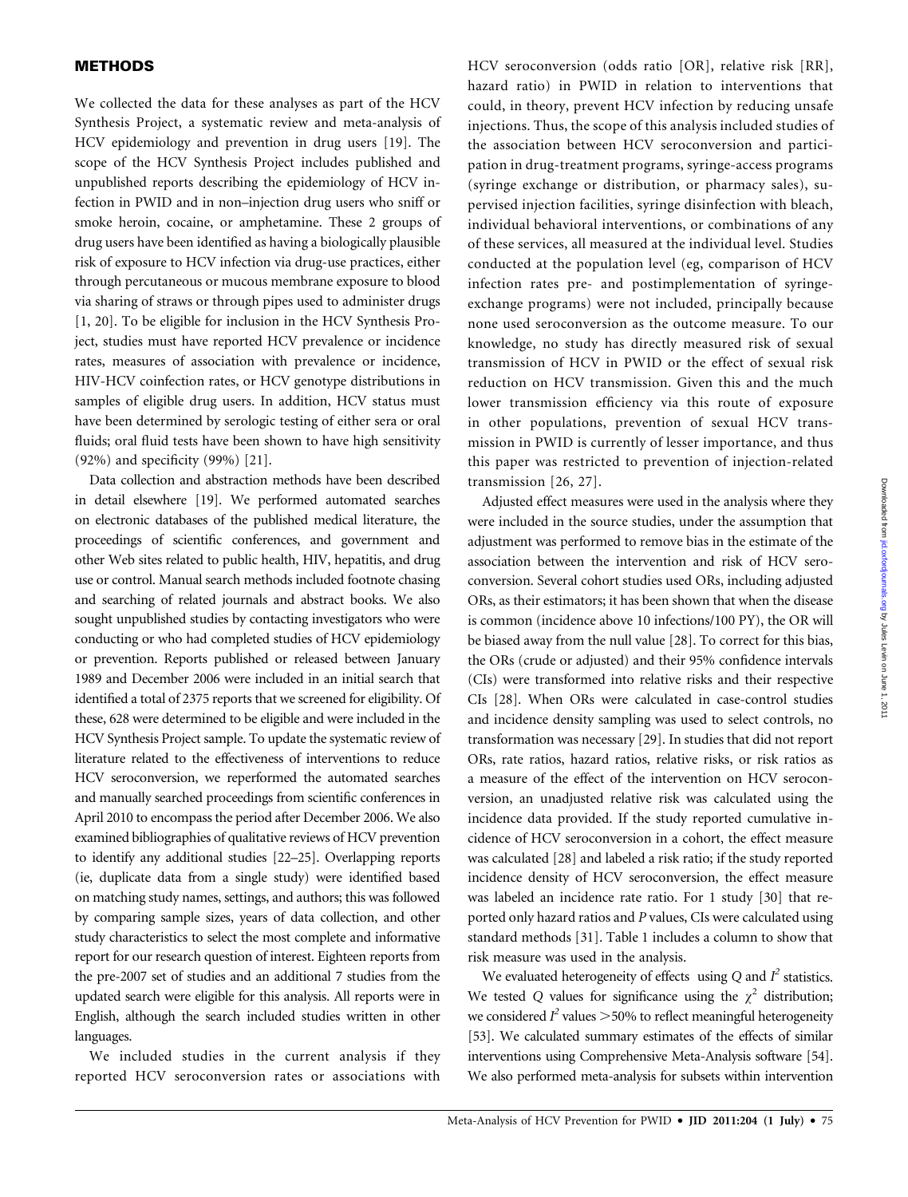## METHODS

We collected the data for these analyses as part of the HCV Synthesis Project, a systematic review and meta-analysis of HCV epidemiology and prevention in drug users [19]. The scope of the HCV Synthesis Project includes published and unpublished reports describing the epidemiology of HCV infection in PWID and in non–injection drug users who sniff or smoke heroin, cocaine, or amphetamine. These 2 groups of drug users have been identified as having a biologically plausible risk of exposure to HCV infection via drug-use practices, either through percutaneous or mucous membrane exposure to blood via sharing of straws or through pipes used to administer drugs [1, 20]. To be eligible for inclusion in the HCV Synthesis Project, studies must have reported HCV prevalence or incidence rates, measures of association with prevalence or incidence, HIV-HCV coinfection rates, or HCV genotype distributions in samples of eligible drug users. In addition, HCV status must have been determined by serologic testing of either sera or oral fluids; oral fluid tests have been shown to have high sensitivity (92%) and specificity (99%) [21].

Data collection and abstraction methods have been described in detail elsewhere [19]. We performed automated searches on electronic databases of the published medical literature, the proceedings of scientific conferences, and government and other Web sites related to public health, HIV, hepatitis, and drug use or control. Manual search methods included footnote chasing and searching of related journals and abstract books. We also sought unpublished studies by contacting investigators who were conducting or who had completed studies of HCV epidemiology or prevention. Reports published or released between January 1989 and December 2006 were included in an initial search that identified a total of 2375 reports that we screened for eligibility. Of these, 628 were determined to be eligible and were included in the HCV Synthesis Project sample. To update the systematic review of literature related to the effectiveness of interventions to reduce HCV seroconversion, we reperformed the automated searches and manually searched proceedings from scientific conferences in April 2010 to encompass the period after December 2006. We also examined bibliographies of qualitative reviews of HCV prevention to identify any additional studies [22–25]. Overlapping reports (ie, duplicate data from a single study) were identified based on matching study names, settings, and authors; this was followed by comparing sample sizes, years of data collection, and other study characteristics to select the most complete and informative report for our research question of interest. Eighteen reports from the pre-2007 set of studies and an additional 7 studies from the updated search were eligible for this analysis. All reports were in English, although the search included studies written in other languages.

We included studies in the current analysis if they reported HCV seroconversion rates or associations with HCV seroconversion (odds ratio [OR], relative risk [RR], hazard ratio) in PWID in relation to interventions that could, in theory, prevent HCV infection by reducing unsafe injections. Thus, the scope of this analysis included studies of the association between HCV seroconversion and participation in drug-treatment programs, syringe-access programs (syringe exchange or distribution, or pharmacy sales), supervised injection facilities, syringe disinfection with bleach, individual behavioral interventions, or combinations of any of these services, all measured at the individual level. Studies conducted at the population level (eg, comparison of HCV infection rates pre- and postimplementation of syringe-exchange programs) were not included, principally because none used seroconversion as the outcome measure. To our knowledge, no study has directly measured risk of sexual transmission of HCV in PWID or the effect of sexual risk reduction on HCV transmission. Given this and the much lower transmission efficiency via this route of exposure in other populations, prevention of sexual HCV transmission in PWID is currently of lesser importance, and thus this paper was restricted to prevention of injection-related transmission [26, 27].

Adjusted effect measures were used in the analysis where they were included in the source studies, under the assumption that adjustment was performed to remove bias in the estimate of the association between the intervention and risk of HCV seroconversion. Several cohort studies used ORs, including adjusted ORs, as their estimators; it has been shown that when the disease is common (incidence above 10 infections/100 PY), the OR will be biased away from the null value [28]. To correct for this bias, the ORs (crude or adjusted) and their 95% confidence intervals (CIs) were transformed into relative risks and their respective CIs [28]. When ORs were calculated in case-control studies and incidence density sampling was used to select controls, no transformation was necessary [29]. In studies that did not report ORs, rate ratios, hazard ratios, relative risks, or risk ratios as a measure of the effect of the intervention on HCV seroconversion, an unadjusted relative risk was calculated using the incidence data provided. If the study reported cumulative incidence of HCV seroconversion in a cohort, the effect measure was calculated [28] and labeled a risk ratio; if the study reported incidence density of HCV seroconversion, the effect measure was labeled an incidence rate ratio. For 1 study [30] that reported only hazard ratios and *P* values, CIs were calculated using standard methods [31]. Table 1 includes a column to show that risk measure was used in the analysis.

We evaluated heterogeneity of effects using $Q$ and $I^2$ statistics. We tested $Q$ values for significance using the $\chi^2$ distribution; we considered $I^2$ values $>$50% to reflect meaningful heterogeneity [53]. We calculated summary estimates of the effects of similar interventions using Comprehensive Meta-Analysis software [54]. We also performed meta-analysis for subsets within intervention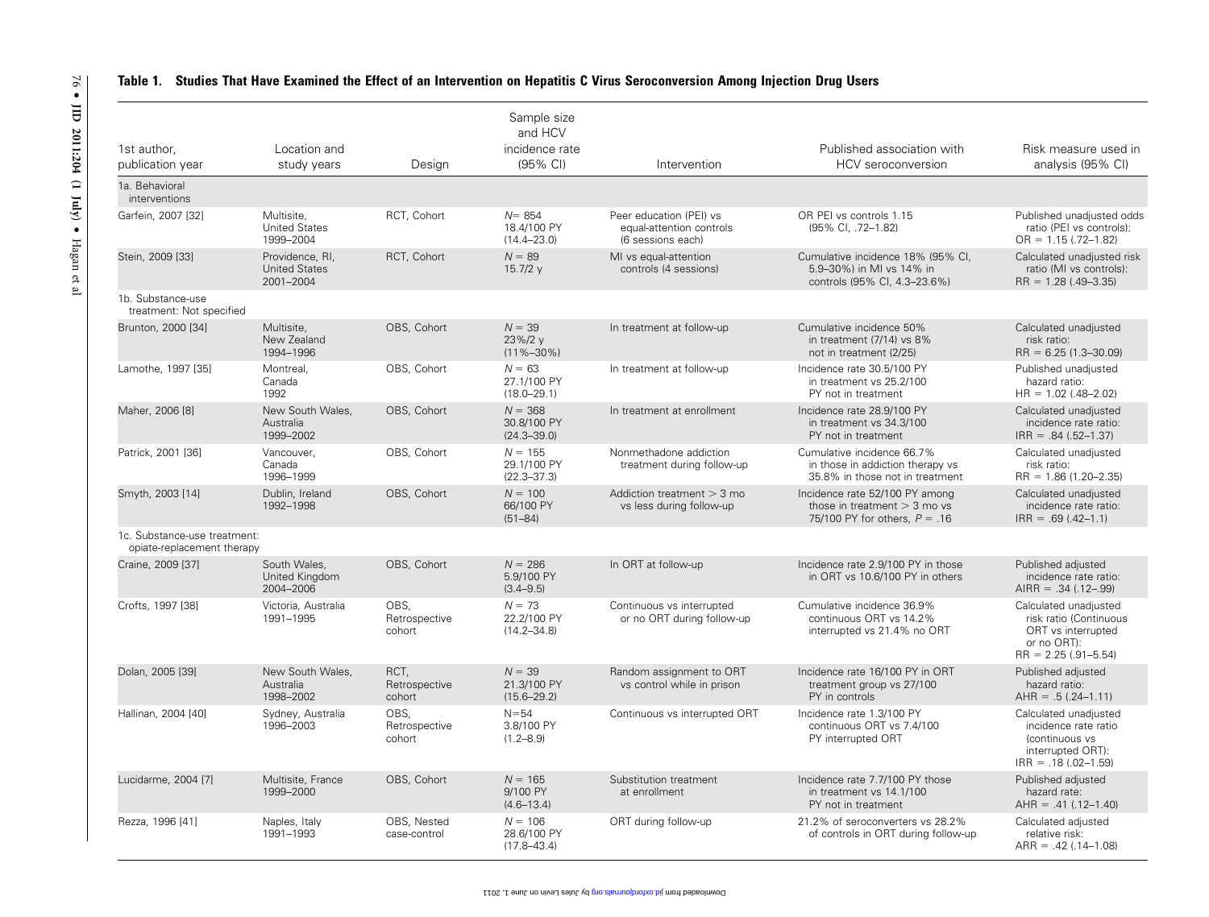**Table 1. Studies That Have Examined the Effect of an Intervention on Hepatitis C Virus Seroconversion Among Injection Drug Users**

| 1st author, publication year | Location and study years | Design | Sample size and HCV incidence rate (95% CI) | Intervention | Published association with HCV seroconversion | Risk measure used in analysis (95% CI) |
|---|---|---|---|---|---|---|
| 1a. Behavioral interventions | | | | | | |
| Garfein, 2007 [32] | Multisite, United States 1999–2004 | RCT, Cohort | $N$= 854 18.4/100 PY (14.4–23.0) | Peer education (PEI) vs equal-attention controls (6 sessions each) | OR PEI vs controls 1.15 (95% CI, .72–1.82) | Published unadjusted odds ratio (PEI vs controls): OR = 1.15 (.72–1.82) |
| Stein, 2009 [33] | Providence, RI, United States 2001–2004 | RCT, Cohort | $N$ = 89 15.7/2 y | MI vs equal-attention controls (4 sessions) | Cumulative incidence 18% (95% CI, 5.9–30%) in MI vs 14% in controls (95% CI, 4.3–23.6%) | Calculated unadjusted risk ratio (MI vs controls): RR = 1.28 (.49–3.35) |
| 1b. Substance-use treatment: Not specified | | | | | | |
| Brunton, 2000 [34] | Multisite, New Zealand 1994–1996 | OBS, Cohort | $N$ = 39 23%/2 y (11%–30%) | In treatment at follow-up | Cumulative incidence 50% in treatment (7/14) vs 8% not in treatment (2/25) | Calculated unadjusted risk ratio: RR = 6.25 (1.3–30.09) |
| Lamothe, 1997 [35] | Montreal, Canada 1992 | OBS, Cohort | $N$ = 63 27.1/100 PY (18.0–29.1) | In treatment at follow-up | Incidence rate 30.5/100 PY in treatment vs 25.2/100 PY not in treatment | Published unadjusted hazard ratio: HR = 1.02 (.48–2.02) |
| Maher, 2006 [8] | New South Wales, Australia 1999–2002 | OBS, Cohort | $N$ = 368 30.8/100 PY (24.3–39.0) | In treatment at enrollment | Incidence rate 28.9/100 PY in treatment vs 34.3/100 PY not in treatment | Calculated unadjusted incidence rate ratio: IRR = .84 (.52–1.37) |
| Patrick, 2001 [36] | Vancouver, Canada 1996–1999 | OBS, Cohort | $N$ = 155 29.1/100 PY (22.3–37.3) | Nonmethadone addiction treatment during follow-up | Cumulative incidence 66.7% in those in addiction therapy vs 35.8% in those not in treatment | Calculated unadjusted risk ratio: RR = 1.86 (1.20–2.35) |
| Smyth, 2003 [14] | Dublin, Ireland 1992–1998 | OBS, Cohort | $N$ = 100 66/100 PY (51–84) | Addiction treatment > 3 mo vs less during follow-up | Incidence rate 52/100 PY among those in treatment > 3 mo vs 75/100 PY for others, $P$ = .16 | Calculated unadjusted incidence rate ratio: IRR = .69 (.42–1.1) |
| 1c. Substance-use treatment: opiate-replacement therapy | | | | | | |
| Craine, 2009 [37] | South Wales, United Kingdom 2004–2006 | OBS, Cohort | $N$ = 286 5.9/100 PY (3.4–9.5) | In ORT at follow-up | Incidence rate 2.9/100 PY in those in ORT vs 10.6/100 PY in others | Published adjusted incidence rate ratio: AIRR = .34 (.12–.99) |
| Crofts, 1997 [38] | Victoria, Australia 1991–1995 | OBS, Retrospective cohort | $N$ = 73 22.2/100 PY (14.2–34.8) | Continuous vs interrupted or no ORT during follow-up | Cumulative incidence 36.9% continuous ORT vs 14.2% interrupted vs 21.4% no ORT | Calculated unadjusted risk ratio (Continuous ORT vs interrupted or no ORT): RR = 2.25 (.91–5.54) |
| Dolan, 2005 [39] | New South Wales, Australia 1998–2002 | RCT, Retrospective cohort | $N$ = 39 21.3/100 PY (15.6–29.2) | Random assignment to ORT vs control while in prison | Incidence rate 16/100 PY in ORT treatment group vs 27/100 PY in controls | Published adjusted hazard ratio: AHR = .5 (.24–1.11) |
| Hallinan, 2004 [40] | Sydney, Australia 1996–2003 | OBS, Retrospective cohort | N=54 3.8/100 PY (1.2–8.9) | Continuous vs interrupted ORT | Incidence rate 1.3/100 PY continuous ORT vs 7.4/100 PY interrupted ORT | Calculated unadjusted incidence rate ratio (continuous vs interrupted ORT): IRR = .18 (.02–1.59) |
| Lucidarme, 2004 [7] | Multisite, France 1999–2000 | OBS, Cohort | $N$ = 165 9/100 PY (4.6–13.4) | Substitution treatment at enrollment | Incidence rate 7.7/100 PY those in treatment vs 14.1/100 PY not in treatment | Published adjusted hazard rate: AHR = .41 (.12–1.40) |
| Rezza, 1996 [41] | Naples, Italy 1991–1993 | OBS, Nested case-control | $N$ = 106 28.6/100 PY (17.8–43.4) | ORT during follow-up | 21.2% of seroconverters vs 28.2% of controls in ORT during follow-up | Calculated adjusted relative risk: ARR = .42 (.14–1.08) |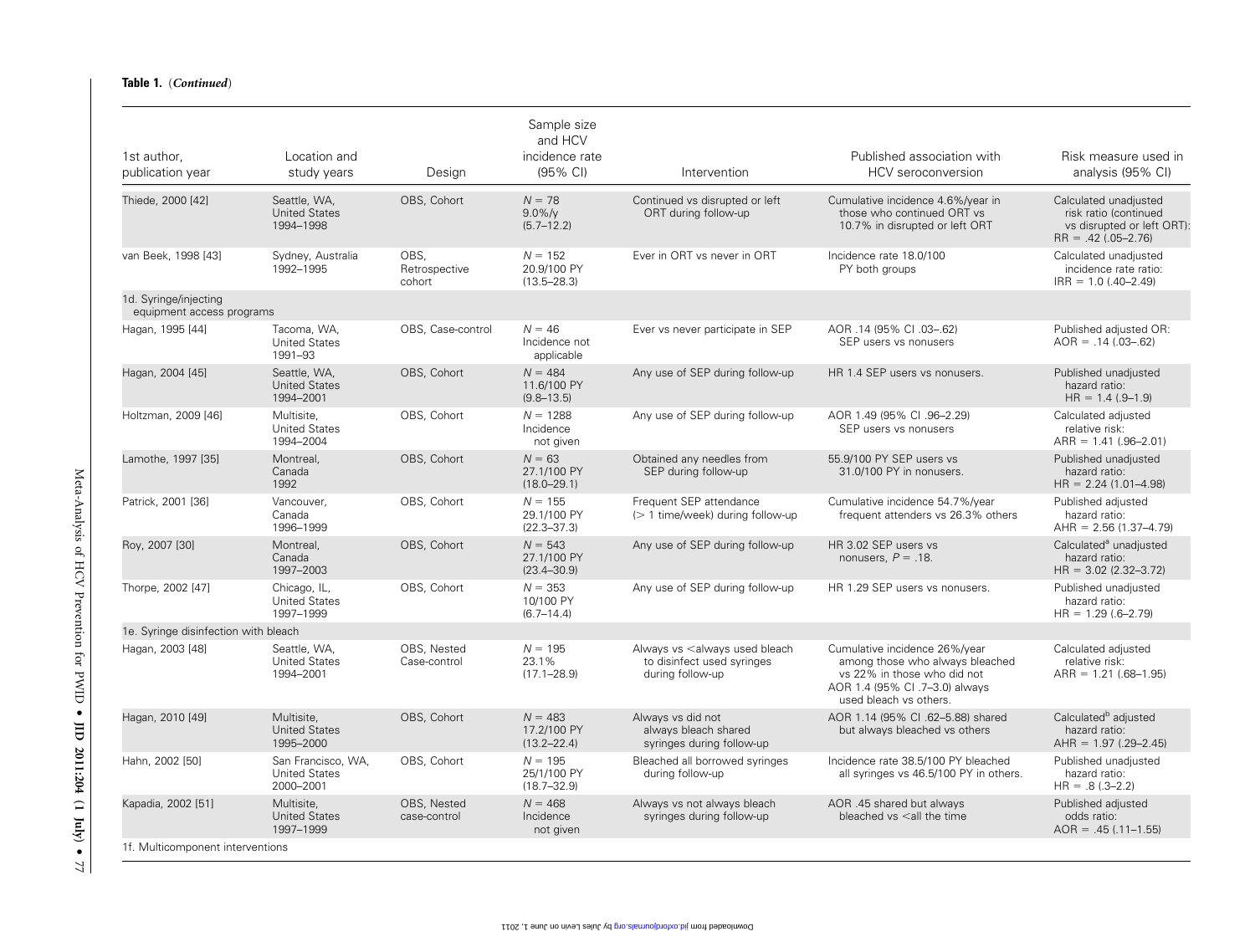**Table 1.** (*Continued*)

| 1st author, publication year | Location and study years | Design | Sample size and HCV incidence rate (95% CI) | Intervention | Published association with HCV seroconversion | Risk measure used in analysis (95% CI) |
|---|---|---|---|---|---|---|
| Thiede, 2000 [42] | Seattle, WA, United States 1994–1998 | OBS, Cohort | N = 78 9.0%/y (5.7–12.2) | Continued vs disrupted or left ORT during follow-up | Cumulative incidence 4.6%/year in those who continued ORT vs 10.7% in disrupted or left ORT | Calculated unadjusted risk ratio (continued vs disrupted or left ORT): RR = .42 (.05–2.76) |
| van Beek, 1998 [43] | Sydney, Australia 1992–1995 | OBS, Retrospective cohort | N = 152 20.9/100 PY (13.5–28.3) | Ever in ORT vs never in ORT | Incidence rate 18.0/100 PY both groups | Calculated unadjusted incidence rate ratio: IRR = 1.0 (.40–2.49) |
| 1d. Syringe/injecting equipment access programs | | | | | | |
| Hagan, 1995 [44] | Tacoma, WA, United States 1991–93 | OBS, Case-control | N = 46 Incidence not applicable | Ever vs never participate in SEP | AOR .14 (95% CI .03–.62) SEP users vs nonusers | Published adjusted OR: AOR = .14 (.03–.62) |
| Hagan, 2004 [45] | Seattle, WA, United States 1994–2001 | OBS, Cohort | N = 484 11.6/100 PY (9.8–13.5) | Any use of SEP during follow-up | HR 1.4 SEP users vs nonusers. | Published unadjusted hazard ratio: HR = 1.4 (.9–1.9) |
| Holtzman, 2009 [46] | Multisite, United States 1994–2004 | OBS, Cohort | N = 1288 Incidence not given | Any use of SEP during follow-up | AOR 1.49 (95% CI .96–2.29) SEP users vs nonusers | Calculated adjusted relative risk: ARR = 1.41 (.96–2.01) |
| Lamothe, 1997 [35] | Montreal, Canada 1992 | OBS, Cohort | N = 63 27.1/100 PY (18.0–29.1) | Obtained any needles from SEP during follow-up | 55.9/100 PY SEP users vs 31.0/100 PY in nonusers. | Published unadjusted hazard ratio: HR = 2.24 (1.01–4.98) |
| Patrick, 2001 [36] | Vancouver, Canada 1996–1999 | OBS, Cohort | N = 155 29.1/100 PY (22.3–37.3) | Frequent SEP attendance (> 1 time/week) during follow-up | Cumulative incidence 54.7%/year frequent attenders vs 26.3% others | Published adjusted hazard ratio: AHR = 2.56 (1.37–4.79) |
| Roy, 2007 [30] | Montreal, Canada 1997–2003 | OBS, Cohort | N = 543 27.1/100 PY (23.4–30.9) | Any use of SEP during follow-up | HR 3.02 SEP users vs nonusers, P = .18. | Calculated[a] unadjusted hazard ratio: HR = 3.02 (2.32–3.72) |
| Thorpe, 2002 [47] | Chicago, IL, United States 1997–1999 | OBS, Cohort | N = 353 10/100 PY (6.7–14.4) | Any use of SEP during follow-up | HR 1.29 SEP users vs nonusers. | Published unadjusted hazard ratio: HR = 1.29 (.6–2.79) |
| 1e. Syringe disinfection with bleach | | | | | | |
| Hagan, 2003 [48] | Seattle, WA, United States 1994–2001 | OBS, Nested Case-control | N = 195 23.1% (17.1–28.9) | Always vs <always used bleach to disinfect used syringes during follow-up | Cumulative incidence 26%/year among those who always bleached vs 22% in those who did not AOR 1.4 (95% CI .7–3.0) always used bleach vs others. | Calculated adjusted relative risk: ARR = 1.21 (.68–1.95) |
| Hagan, 2010 [49] | Multisite, United States 1995–2000 | OBS, Cohort | N = 483 17.2/100 PY (13.2–22.4) | Always vs did not always bleach shared syringes during follow-up | AOR 1.14 (95% CI .62–5.88) shared but always bleached vs others | Calculated[b] adjusted hazard ratio: AHR = 1.97 (.29–2.45) |
| Hahn, 2002 [50] | San Francisco, WA, United States 2000–2001 | OBS, Cohort | N = 195 25/100 PY (18.7–32.9) | Bleached all borrowed syringes during follow-up | Incidence rate 38.5/100 PY bleached all syringes vs 46.5/100 PY in others. | Published unadjusted hazard ratio: HR = .8 (.3–2.2) |
| Kapadia, 2002 [51] | Multisite, United States 1997–1999 | OBS, Nested case-control | N = 468 Incidence not given | Always vs not always bleach syringes during follow-up | AOR .45 shared but always bleached vs <all the time | Published adjusted odds ratio: AOR = .45 (.11–1.55) |
| 1f. Multicomponent interventions | | | | | | |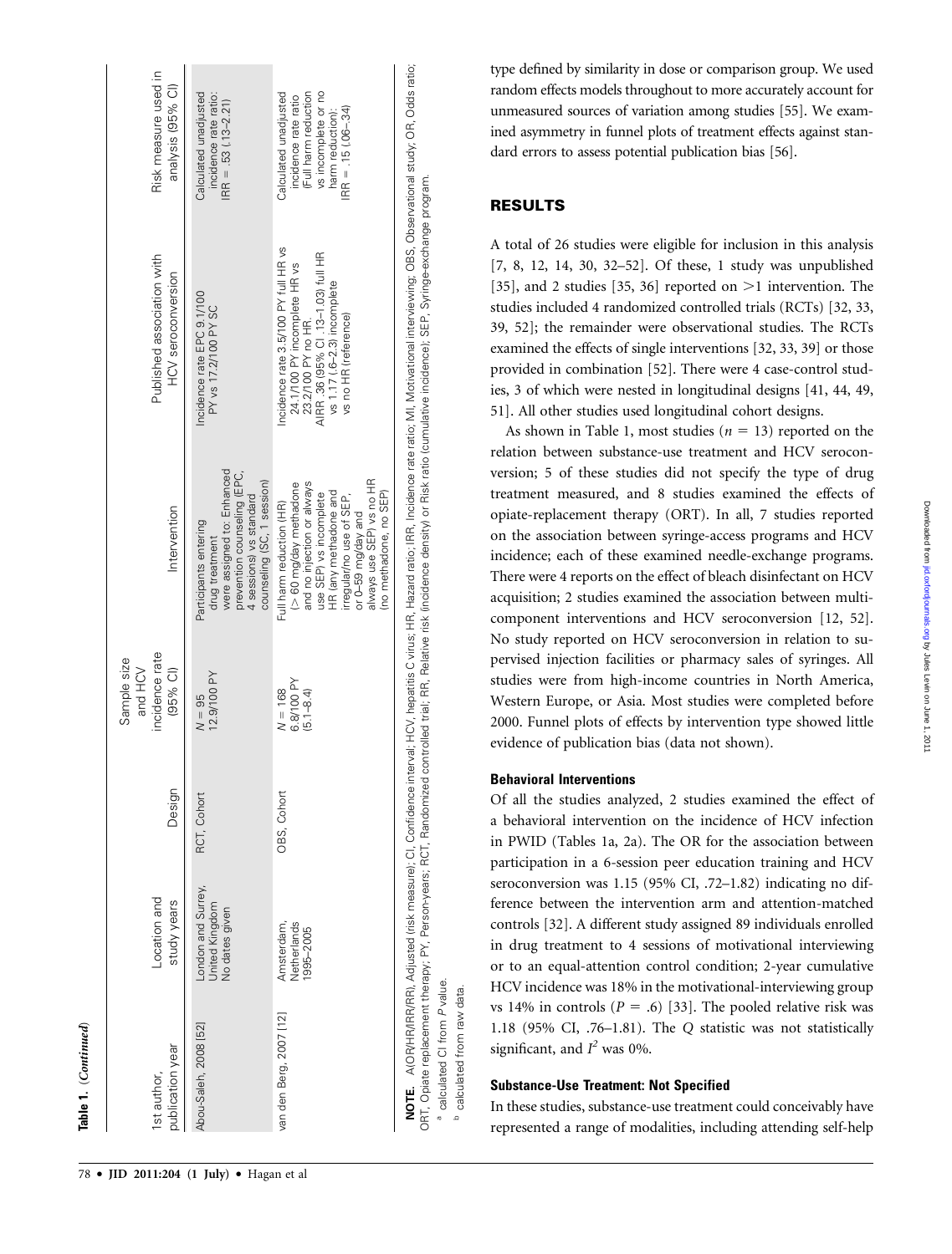**Table 1.** (*Continued*)

| 1st author, publication year | Location and study years | Design | Sample size and HCV incidence rate (95% CI) | Intervention | Published association with HCV seroconversion | Risk measure used in analysis (95% CI) |
|---|---|---|---|---|---|---|
| Abou-Saleh, 2008 [52] | London and Surrey, United Kingdom No dates given | RCT, Cohort | $N = 95$ 12.9/100 PY | Participants entering drug treatment were assigned to: Enhanced prevention counseling (EPC, 4 sessions) vs standard counseling (SC, 1 session) | Incidence rate EPC 9.1/100 PY vs 17.2/100 PY SC | Calculated unadjusted incidence rate ratio: IRR = .53 (.13–2.21) |
| van den Berg, 2007 [12] | Amsterdam, Netherlands 1985–2005 | OBS, Cohort | $N = 168$ 6.8/100 PY (5.1–8.4) | Full harm reduction (HR) (> 60 mg/day methadone and no injection or always use SEP) vs incomplete HR (any methadone and irregular/no use of SEP, or 0–59 mg/day and always use SEP) vs no HR (no methadone, no SEP) | Incidence rate 3.5/100 PY full HR vs 24.1/100 PY incomplete HR vs 23.2/100 PY no HR. AIRR .36 (95% CI .13–1.03) full HR vs 1.17 (.6–2.3) incomplete vs no HR (reference) | Calculated unadjusted incidence rate ratio (Full harm reduction vs incomplete or no harm reduction): IRR = .15 (.06–.34) |

**NOTE.** A(OR/HR/IRR/RR), Adjusted (risk measure); CI, Confidence interval; HCV, hepatitis C virus; HR, Hazard ratio; IRR, Incidence rate ratio; MI, Motivational interviewing; OBS, Observational study; OR, Odds ratio; ORT, Opiate replacement therapy; PY, Person-years; RCT, Randomized controlled trial; RR, Relative risk (incidence density) or Risk ratio (cumulative incidence); SEP, Syringe-exchange program.

[a] calculated CI from *P* value.

[b] calculated from raw data.

type defined by similarity in dose or comparison group. We used random effects models throughout to more accurately account for unmeasured sources of variation among studies [55]. We examined asymmetry in funnel plots of treatment effects against standard errors to assess potential publication bias [56].

## RESULTS

A total of 26 studies were eligible for inclusion in this analysis [7, 8, 12, 14, 30, 32–52]. Of these, 1 study was unpublished [35], and 2 studies [35, 36] reported on >1 intervention. The studies included 4 randomized controlled trials (RCTs) [32, 33, 39, 52]; the remainder were observational studies. The RCTs examined the effects of single interventions [32, 33, 39] or those provided in combination [52]. There were 4 case-control studies, 3 of which were nested in longitudinal designs [41, 44, 49, 51]. All other studies used longitudinal cohort designs.

As shown in Table 1, most studies ($n = 13$) reported on the relation between substance-use treatment and HCV seroconversion; 5 of these studies did not specify the type of drug treatment measured, and 8 studies examined the effects of opiate-replacement therapy (ORT). In all, 7 studies reported on the association between syringe-access programs and HCV incidence; each of these examined needle-exchange programs. There were 4 reports on the effect of bleach disinfectant on HCV acquisition; 2 studies examined the association between multi-component interventions and HCV seroconversion [12, 52]. No study reported on HCV seroconversion in relation to supervised injection facilities or pharmacy sales of syringes. All studies were from high-income countries in North America, Western Europe, or Asia. Most studies were completed before 2000. Funnel plots of effects by intervention type showed little evidence of publication bias (data not shown).

### Behavioral Interventions

Of all the studies analyzed, 2 studies examined the effect of a behavioral intervention on the incidence of HCV infection in PWID (Tables 1a, 2a). The OR for the association between participation in a 6-session peer education training and HCV seroconversion was 1.15 (95% CI, .72–1.82) indicating no difference between the intervention arm and attention-matched controls [32]. A different study assigned 89 individuals enrolled in drug treatment to 4 sessions of motivational interviewing or to an equal-attention control condition; 2-year cumulative HCV incidence was 18% in the motivational-interviewing group vs 14% in controls ($P = .6$) [33]. The pooled relative risk was 1.18 (95% CI, .76–1.81). The *Q* statistic was not statistically significant, and $I^2$ was 0%.

### Substance-Use Treatment: Not Specified

In these studies, substance-use treatment could conceivably have represented a range of modalities, including attending self-help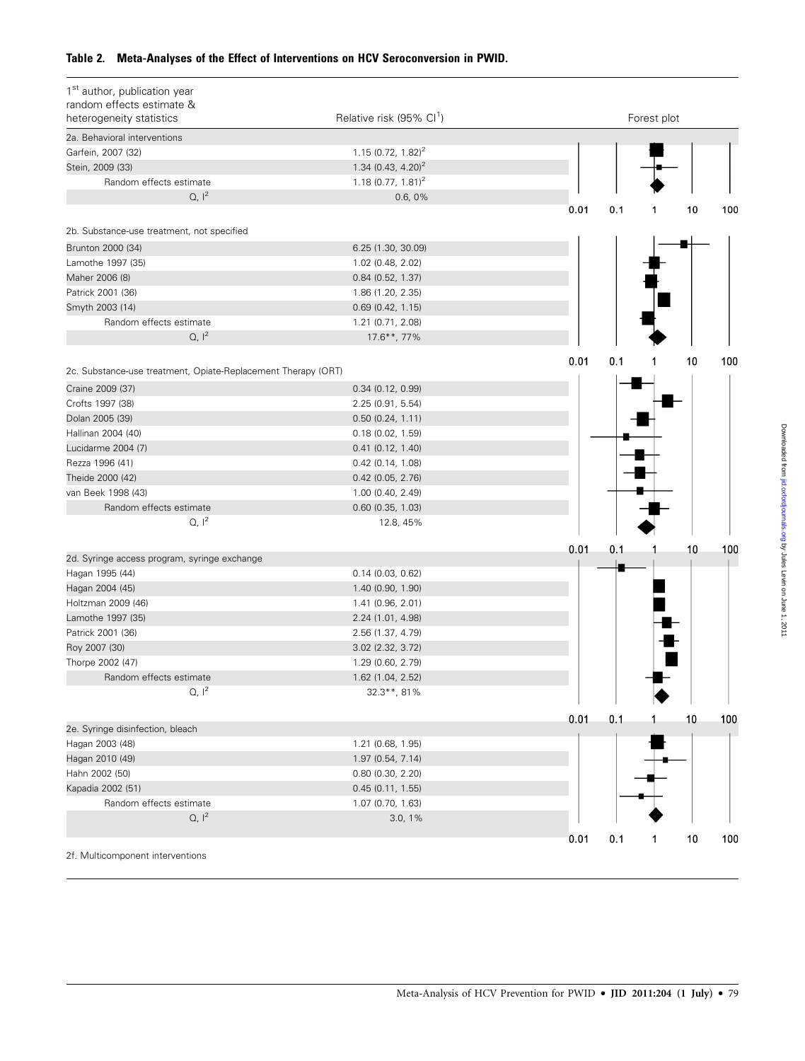**Table 2. Meta-Analyses of the Effect of Interventions on HCV Seroconversion in PWID.**

| 1st author, publication year random effects estimate & heterogeneity statistics | Relative risk (95% CI[1]) | Forest plot |
|---|---|---|
| 2a. Behavioral interventions | | |
| Garfein, 2007 (32) | 1.15 (0.72, 1.82)[2] | |
| Stein, 2009 (33) | 1.34 (0.43, 4.20)[2] | |
| Random effects estimate | 1.18 (0.77, 1.81)[2] | |
| Q, $I^2$ | 0.6, 0% | |
| 2b. Substance-use treatment, not specified | | |
| Brunton 2000 (34) | 6.25 (1.30, 30.09) | |
| Lamothe 1997 (35) | 1.02 (0.48, 2.02) | |
| Maher 2006 (8) | 0.84 (0.52, 1.37) | |
| Patrick 2001 (36) | 1.86 (1.20, 2.35) | |
| Smyth 2003 (14) | 0.69 (0.42, 1.15) | |
| Random effects estimate | 1.21 (0.71, 2.08) | |
| Q, $I^2$ | 17.6**, 77% | |
| 2c. Substance-use treatment, Opiate-Replacement Therapy (ORT) | | |
| Craine 2009 (37) | 0.34 (0.12, 0.99) | |
| Crofts 1997 (38) | 2.25 (0.91, 5.54) | |
| Dolan 2005 (39) | 0.50 (0.24, 1.11) | |
| Hallinan 2004 (40) | 0.18 (0.02, 1.59) | |
| Lucidarme 2004 (7) | 0.41 (0.12, 1.40) | |
| Rezza 1996 (41) | 0.42 (0.14, 1.08) | |
| Theide 2000 (42) | 0.42 (0.05, 2.76) | |
| van Beek 1998 (43) | 1.00 (0.40, 2.49) | |
| Random effects estimate | 0.60 (0.35, 1.03) | |
| Q, $I^2$ | 12.8, 45% | |
| 2d. Syringe access program, syringe exchange | | |
| Hagan 1995 (44) | 0.14 (0.03, 0.62) | |
| Hagan 2004 (45) | 1.40 (0.90, 1.90) | |
| Holtzman 2009 (46) | 1.41 (0.96, 2.01) | |
| Lamothe 1997 (35) | 2.24 (1.01, 4.98) | |
| Patrick 2001 (36) | 2.56 (1.37, 4.79) | |
| Roy 2007 (30) | 3.02 (2.32, 3.72) | |
| Thorpe 2002 (47) | 1.29 (0.60, 2.79) | |
| Random effects estimate | 1.62 (1.04, 2.52) | |
| Q, $I^2$ | 32.3**, 81% | |
| 2e. Syringe disinfection, bleach | | |
| Hagan 2003 (48) | 1.21 (0.68, 1.95) | |
| Hagan 2010 (49) | 1.97 (0.54, 7.14) | |
| Hahn 2002 (50) | 0.80 (0.30, 2.20) | |
| Kapadia 2002 (51) | 0.45 (0.11, 1.55) | |
| Random effects estimate | 1.07 (0.70, 1.63) | |
| Q, $I^2$ | 3.0, 1% | |
| 2f. Multicomponent interventions | | |

Forest plot axis: 0.01, 0.1, 1, 10, 100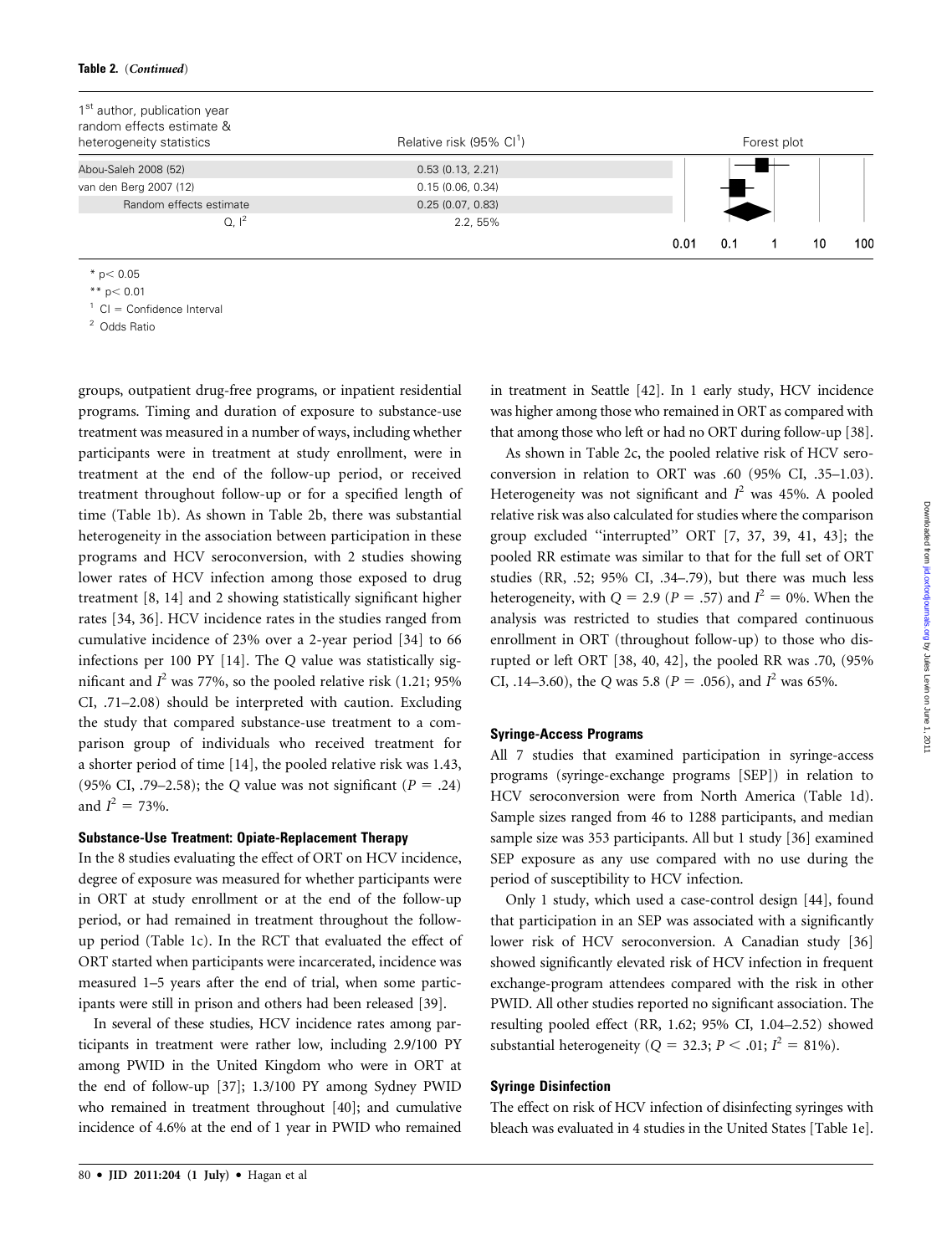**Table 2.** (*Continued*)

| 1st author, publication year random effects estimate & heterogeneity statistics | Relative risk (95% CI[1]) | Forest plot |
|---|---|---|
| Abou-Saleh 2008 (52) | 0.53 (0.13, 2.21) | |
| van den Berg 2007 (12) | 0.15 (0.06, 0.34) | |
| Random effects estimate | 0.25 (0.07, 0.83) | |
| Q, $I^2$ | 2.2, 55% | |

\* p< 0.05

\*\* p< 0.01

[1] CI = Confidence Interval

[2] Odds Ratio

groups, outpatient drug-free programs, or inpatient residential programs. Timing and duration of exposure to substance-use treatment was measured in a number of ways, including whether participants were in treatment at study enrollment, were in treatment at the end of the follow-up period, or received treatment throughout follow-up or for a specified length of time (Table 1b). As shown in Table 2b, there was substantial heterogeneity in the association between participation in these programs and HCV seroconversion, with 2 studies showing lower rates of HCV infection among those exposed to drug treatment [8, 14] and 2 showing statistically significant higher rates [34, 36]. HCV incidence rates in the studies ranged from cumulative incidence of 23% over a 2-year period [34] to 66 infections per 100 PY [14]. The *Q* value was statistically significant and $I^2$ was 77%, so the pooled relative risk (1.21; 95% CI, .71–2.08) should be interpreted with caution. Excluding the study that compared substance-use treatment to a comparison group of individuals who received treatment for a shorter period of time [14], the pooled relative risk was 1.43, (95% CI, .79–2.58); the *Q* value was not significant ($P = .24$) and $I^2 = 73\%$.

#### Substance-Use Treatment: Opiate-Replacement Therapy

In the 8 studies evaluating the effect of ORT on HCV incidence, degree of exposure was measured for whether participants were in ORT at study enrollment or at the end of the follow-up period, or had remained in treatment throughout the follow-up period (Table 1c). In the RCT that evaluated the effect of ORT started when participants were incarcerated, incidence was measured 1–5 years after the end of trial, when some participants were still in prison and others had been released [39].

In several of these studies, HCV incidence rates among participants in treatment were rather low, including 2.9/100 PY among PWID in the United Kingdom who were in ORT at the end of follow-up [37]; 1.3/100 PY among Sydney PWID who remained in treatment throughout [40]; and cumulative incidence of 4.6% at the end of 1 year in PWID who remained in treatment in Seattle [42]. In 1 early study, HCV incidence was higher among those who remained in ORT as compared with that among those who left or had no ORT during follow-up [38].

As shown in Table 2c, the pooled relative risk of HCV seroconversion in relation to ORT was .60 (95% CI, .35–1.03). Heterogeneity was not significant and $I^2$ was 45%. A pooled relative risk was also calculated for studies where the comparison group excluded "interrupted" ORT [7, 37, 39, 41, 43]; the pooled RR estimate was similar to that for the full set of ORT studies (RR, .52; 95% CI, .34–.79), but there was much less heterogeneity, with $Q = 2.9$ ($P = .57$) and $I^2 = 0\%$. When the analysis was restricted to studies that compared continuous enrollment in ORT (throughout follow-up) to those who disrupted or left ORT [38, 40, 42], the pooled RR was .70, (95% CI, .14–3.60), the *Q* was 5.8 ($P = .056$), and $I^2$ was 65%.

#### Syringe-Access Programs

All 7 studies that examined participation in syringe-access programs (syringe-exchange programs [SEP]) in relation to HCV seroconversion were from North America (Table 1d). Sample sizes ranged from 46 to 1288 participants, and median sample size was 353 participants. All but 1 study [36] examined SEP exposure as any use compared with no use during the period of susceptibility to HCV infection.

Only 1 study, which used a case-control design [44], found that participation in an SEP was associated with a significantly lower risk of HCV seroconversion. A Canadian study [36] showed significantly elevated risk of HCV infection in frequent exchange-program attendees compared with the risk in other PWID. All other studies reported no significant association. The resulting pooled effect (RR, 1.62; 95% CI, 1.04–2.52) showed substantial heterogeneity ($Q = 32.3$; $P < .01$; $I^2 = 81\%$).

#### Syringe Disinfection

The effect on risk of HCV infection of disinfecting syringes with bleach was evaluated in 4 studies in the United States [Table 1e].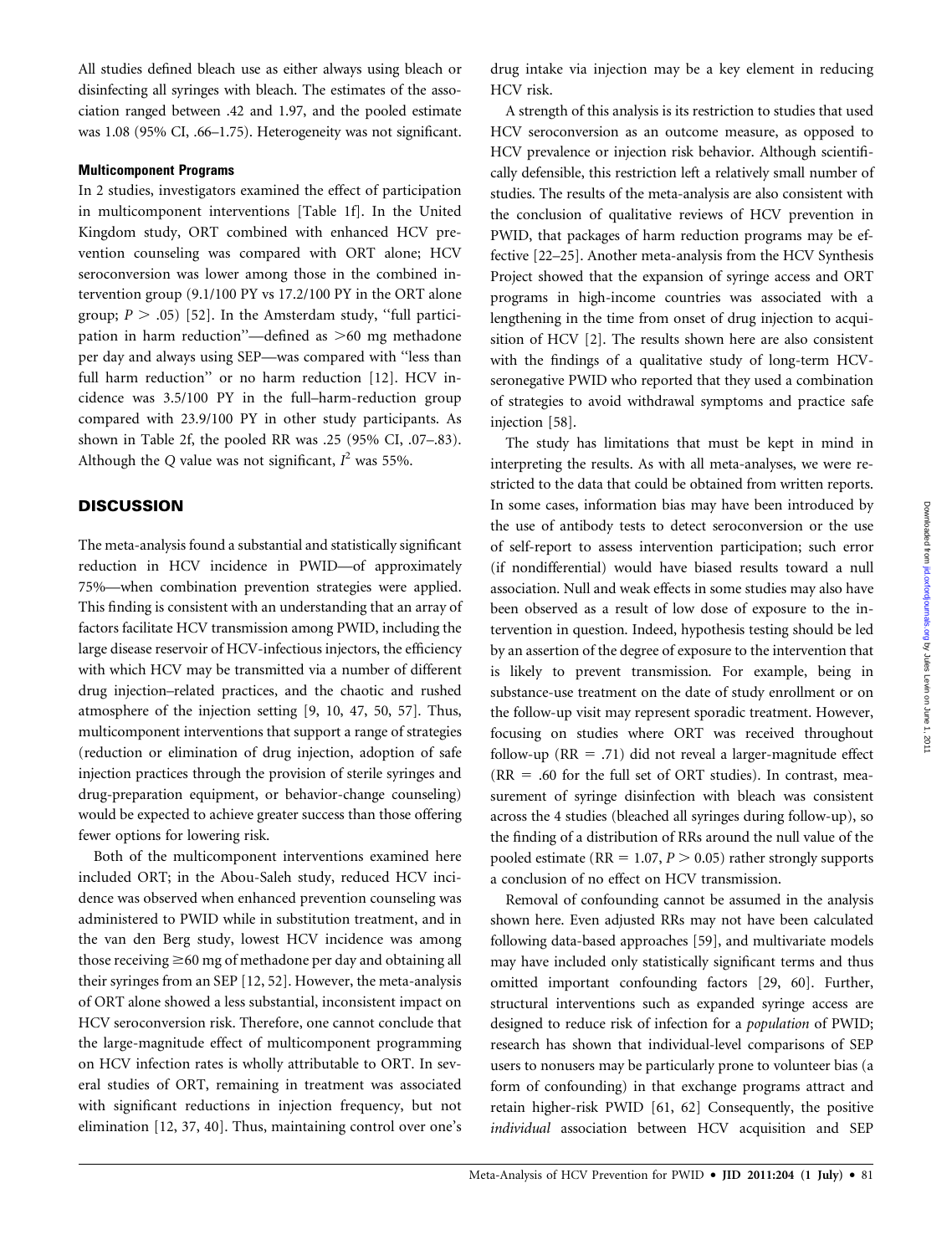All studies defined bleach use as either always using bleach or disinfecting all syringes with bleach. The estimates of the association ranged between .42 and 1.97, and the pooled estimate was 1.08 (95% CI, .66–1.75). Heterogeneity was not significant.

### Multicomponent Programs

In 2 studies, investigators examined the effect of participation in multicomponent interventions [Table 1f]. In the United Kingdom study, ORT combined with enhanced HCV prevention counseling was compared with ORT alone; HCV seroconversion was lower among those in the combined intervention group (9.1/100 PY vs 17.2/100 PY in the ORT alone group; $P > .05$) [52]. In the Amsterdam study, ''full participation in harm reduction''—defined as >60 mg methadone per day and always using SEP—was compared with ''less than full harm reduction'' or no harm reduction [12]. HCV incidence was 3.5/100 PY in the full–harm-reduction group compared with 23.9/100 PY in other study participants. As shown in Table 2f, the pooled RR was .25 (95% CI, .07–.83). Although the $Q$ value was not significant, $I^2$ was 55%.

## DISCUSSION

The meta-analysis found a substantial and statistically significant reduction in HCV incidence in PWID—of approximately 75%—when combination prevention strategies were applied. This finding is consistent with an understanding that an array of factors facilitate HCV transmission among PWID, including the large disease reservoir of HCV-infectious injectors, the efficiency with which HCV may be transmitted via a number of different drug injection–related practices, and the chaotic and rushed atmosphere of the injection setting [9, 10, 47, 50, 57]. Thus, multicomponent interventions that support a range of strategies (reduction or elimination of drug injection, adoption of safe injection practices through the provision of sterile syringes and drug-preparation equipment, or behavior-change counseling) would be expected to achieve greater success than those offering fewer options for lowering risk.

Both of the multicomponent interventions examined here included ORT; in the Abou-Saleh study, reduced HCV incidence was observed when enhanced prevention counseling was administered to PWID while in substitution treatment, and in the van den Berg study, lowest HCV incidence was among those receiving ≥60 mg of methadone per day and obtaining all their syringes from an SEP [12, 52]. However, the meta-analysis of ORT alone showed a less substantial, inconsistent impact on HCV seroconversion risk. Therefore, one cannot conclude that the large-magnitude effect of multicomponent programming on HCV infection rates is wholly attributable to ORT. In several studies of ORT, remaining in treatment was associated with significant reductions in injection frequency, but not elimination [12, 37, 40]. Thus, maintaining control over one's drug intake via injection may be a key element in reducing HCV risk.

A strength of this analysis is its restriction to studies that used HCV seroconversion as an outcome measure, as opposed to HCV prevalence or injection risk behavior. Although scientifically defensible, this restriction left a relatively small number of studies. The results of the meta-analysis are also consistent with the conclusion of qualitative reviews of HCV prevention in PWID, that packages of harm reduction programs may be effective [22–25]. Another meta-analysis from the HCV Synthesis Project showed that the expansion of syringe access and ORT programs in high-income countries was associated with a lengthening in the time from onset of drug injection to acquisition of HCV [2]. The results shown here are also consistent with the findings of a qualitative study of long-term HCV-seronegative PWID who reported that they used a combination of strategies to avoid withdrawal symptoms and practice safe injection [58].

The study has limitations that must be kept in mind in interpreting the results. As with all meta-analyses, we were restricted to the data that could be obtained from written reports. In some cases, information bias may have been introduced by the use of antibody tests to detect seroconversion or the use of self-report to assess intervention participation; such error (if nondifferential) would have biased results toward a null association. Null and weak effects in some studies may also have been observed as a result of low dose of exposure to the intervention in question. Indeed, hypothesis testing should be led by an assertion of the degree of exposure to the intervention that is likely to prevent transmission. For example, being in substance-use treatment on the date of study enrollment or on the follow-up visit may represent sporadic treatment. However, focusing on studies where ORT was received throughout follow-up (RR = .71) did not reveal a larger-magnitude effect (RR = .60 for the full set of ORT studies). In contrast, measurement of syringe disinfection with bleach was consistent across the 4 studies (bleached all syringes during follow-up), so the finding of a distribution of RRs around the null value of the pooled estimate (RR = 1.07, $P > 0.05$) rather strongly supports a conclusion of no effect on HCV transmission.

Removal of confounding cannot be assumed in the analysis shown here. Even adjusted RRs may not have been calculated following data-based approaches [59], and multivariate models may have included only statistically significant terms and thus omitted important confounding factors [29, 60]. Further, structural interventions such as expanded syringe access are designed to reduce risk of infection for a *population* of PWID; research has shown that individual-level comparisons of SEP users to nonusers may be particularly prone to volunteer bias (a form of confounding) in that exchange programs attract and retain higher-risk PWID [61, 62] Consequently, the positive *individual* association between HCV acquisition and SEP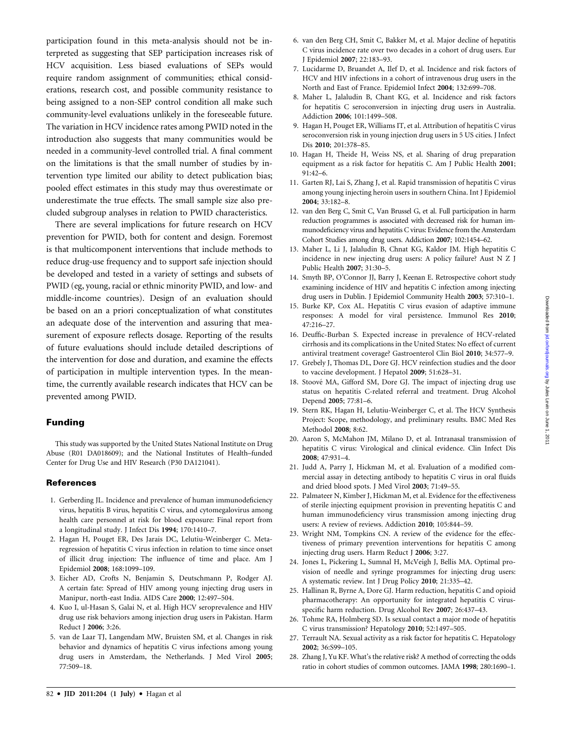participation found in this meta-analysis should not be interpreted as suggesting that SEP participation increases risk of HCV acquisition. Less biased evaluations of SEPs would require random assignment of communities; ethical considerations, research cost, and possible community resistance to being assigned to a non-SEP control condition all make such community-level evaluations unlikely in the foreseeable future. The variation in HCV incidence rates among PWID noted in the introduction also suggests that many communities would be needed in a community-level controlled trial. A final comment on the limitations is that the small number of studies by intervention type limited our ability to detect publication bias; pooled effect estimates in this study may thus overestimate or underestimate the true effects. The small sample size also precluded subgroup analyses in relation to PWID characteristics.

There are several implications for future research on HCV prevention for PWID, both for content and design. Foremost is that multicomponent interventions that include methods to reduce drug-use frequency and to support safe injection should be developed and tested in a variety of settings and subsets of PWID (eg, young, racial or ethnic minority PWID, and low- and middle-income countries). Design of an evaluation should be based on an a priori conceptualization of what constitutes an adequate dose of the intervention and assuring that measurement of exposure reflects dosage. Reporting of the results of future evaluations should include detailed descriptions of the intervention for dose and duration, and examine the effects of participation in multiple intervention types. In the meantime, the currently available research indicates that HCV can be prevented among PWID.

## Funding

This study was supported by the United States National Institute on Drug Abuse (R01 DA018609); and the National Institutes of Health–funded Center for Drug Use and HIV Research (P30 DA121041).

## References

1. Gerberding JL. Incidence and prevalence of human immunodeficiency virus, hepatitis B virus, hepatitis C virus, and cytomegalovirus among health care personnel at risk for blood exposure: Final report from a longitudinal study. J Infect Dis **1994**; 170:1410–7.
2. Hagan H, Pouget ER, Des Jarais DC, Lelutiu-Weinberger C. Meta-regression of hepatitis C virus infection in relation to time since onset of illicit drug injection: The influence of time and place. Am J Epidemiol **2008**; 168:1099–109.
3. Eicher AD, Crofts N, Benjamin S, Deutschmann P, Rodger AJ. A certain fate: Spread of HIV among young injecting drug users in Manipur, north-east India. AIDS Care **2000**; 12:497–504.
4. Kuo I, ul-Hasan S, Galai N, et al. High HCV seroprevalence and HIV drug use risk behaviors among injection drug users in Pakistan. Harm Reduct J **2006**; 3:26.
5. van de Laar TJ, Langendam MW, Bruisten SM, et al. Changes in risk behavior and dynamics of hepatitis C virus infections among young drug users in Amsterdam, the Netherlands. J Med Virol **2005**; 77:509–18.
6. van den Berg CH, Smit C, Bakker M, et al. Major decline of hepatitis C virus incidence rate over two decades in a cohort of drug users. Eur J Epidemiol **2007**; 22:183–93.
7. Lucidarme D, Bruandet A, Ilef D, et al. Incidence and risk factors of HCV and HIV infections in a cohort of intravenous drug users in the North and East of France. Epidemiol Infect **2004**; 132:699–708.
8. Maher L, Jalaludin B, Chant KG, et al. Incidence and risk factors for hepatitis C seroconversion in injecting drug users in Australia. Addiction **2006**; 101:1499–508.
9. Hagan H, Pouget ER, Williams IT, et al. Attribution of hepatitis C virus seroconversion risk in young injection drug users in 5 US cities. J Infect Dis **2010**; 201:378–85.
10. Hagan H, Theide H, Weiss NS, et al. Sharing of drug preparation equipment as a risk factor for hepatitis C. Am J Public Health **2001**; 91:42–6.
11. Garten RJ, Lai S, Zhang J, et al. Rapid transmission of hepatitis C virus among young injecting heroin users in southern China. Int J Epidemiol **2004**; 33:182–8.
12. van den Berg C, Smit C, Van Brussel G, et al. Full participation in harm reduction programmes is associated with decreased risk for human immunodeficiency virus and hepatitis C virus: Evidence from the Amsterdam Cohort Studies among drug users. Addiction **2007**; 102:1454–62.
13. Maher L, Li J, Jalaludin B, Chnat KG, Kaldor JM. High hepatitis C incidence in new injecting drug users: A policy failure? Aust N Z J Public Health **2007**; 31:30–5.
14. Smyth BP, O'Connor JJ, Barry J, Keenan E. Retrospective cohort study examining incidence of HIV and hepatitis C infection among injecting drug users in Dublin. J Epidemiol Community Health **2003**; 57:310–1.
15. Burke KP, Cox AL. Hepatitis C virus evasion of adaptive immune responses: A model for viral persistence. Immunol Res **2010**; 47:216–27.
16. Deuffic-Burban S. Expected increase in prevalence of HCV-related cirrhosis and its complications in the United States: No effect of current antiviral treatment coverage? Gastroenterol Clin Biol **2010**; 34:577–9.
17. Grebely J, Thomas DL, Dore GJ. HCV reinfection studies and the door to vaccine development. J Hepatol **2009**; 51:628–31.
18. Stoové MA, Gifford SM, Dore GJ. The impact of injecting drug use status on hepatitis C-related referral and treatment. Drug Alcohol Depend **2005**; 77:81–6.
19. Stern RK, Hagan H, Lelutiu-Weinberger C, et al. The HCV Synthesis Project: Scope, methodology, and preliminary results. BMC Med Res Methodol **2008**; 8:62.
20. Aaron S, McMahon JM, Milano D, et al. Intranasal transmission of hepatitis C virus: Virological and clinical evidence. Clin Infect Dis **2008**; 47:931–4.
21. Judd A, Parry J, Hickman M, et al. Evaluation of a modified commercial assay in detecting antibody to hepatitis C virus in oral fluids and dried blood spots. J Med Virol **2003**; 71:49–55.
22. Palmateer N, Kimber J, Hickman M, et al. Evidence for the effectiveness of sterile injecting equipment provision in preventing hepatitis C and human immunodeficiency virus transmission among injecting drug users: A review of reviews. Addiction **2010**; 105:844–59.
23. Wright NM, Tompkins CN. A review of the evidence for the effectiveness of primary prevention interventions for hepatitis C among injecting drug users. Harm Reduct J **2006**; 3:27.
24. Jones L, Pickering L, Sumnal H, McVeigh J, Bellis MA. Optimal provision of needle and syringe programmes for injecting drug users: A systematic review. Int J Drug Policy **2010**; 21:335–42.
25. Hallinan R, Byrne A, Dore GJ. Harm reduction, hepatitis C and opioid pharmacotherapy: An opportunity for integrated hepatitis C virus-specific harm reduction. Drug Alcohol Rev **2007**; 26:437–43.
26. Tohme RA, Holmberg SD. Is sexual contact a major mode of hepatitis C virus transmission? Hepatology **2010**; 52:1497–505.
27. Terrault NA. Sexual activity as a risk factor for hepatitis C. Hepatology **2002**; 36:S99–105.
28. Zhang J, Yu KF. What's the relative risk? A method of correcting the odds ratio in cohort studies of common outcomes. JAMA **1998**; 280:1690–1.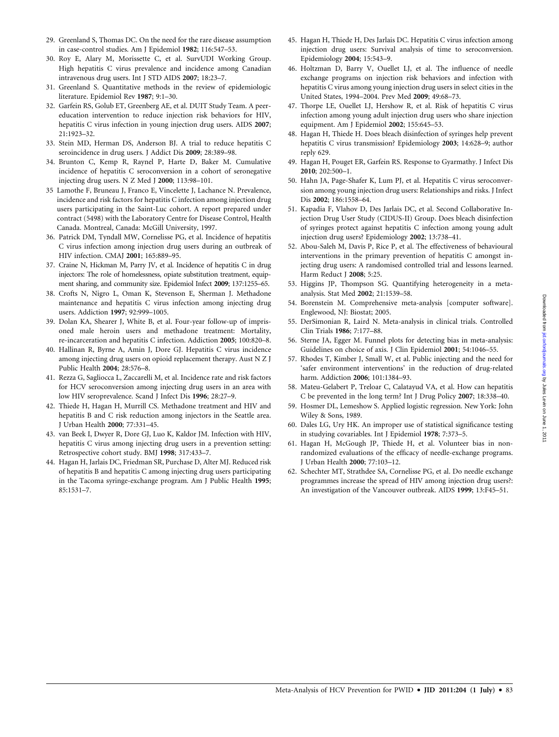29. Greenland S, Thomas DC. On the need for the rare disease assumption in case-control studies. Am J Epidemiol **1982**; 116:547–53.
30. Roy E, Alary M, Morissette C, et al. SurvUDI Working Group. High hepatitis C virus prevalence and incidence among Canadian intravenous drug users. Int J STD AIDS **2007**; 18:23–7.
31. Greenland S. Quantitative methods in the review of epidemiologic literature. Epidemiol Rev **1987**; 9:1–30.
32. Garfein RS, Golub ET, Greenberg AE, et al. DUIT Study Team. A peer-education intervention to reduce injection risk behaviors for HIV, hepatitis C virus infection in young injection drug users. AIDS **2007**; 21:1923–32.
33. Stein MD, Herman DS, Anderson BJ. A trial to reduce hepatitis C seroincidence in drug users. J Addict Dis **2009**; 28:389–98.
34. Brunton C, Kemp R, Raynel P, Harte D, Baker M. Cumulative incidence of hepatitis C seroconversion in a cohort of seronegative injecting drug users. N Z Med J **2000**; 113:98–101.
35. Lamothe F, Bruneau J, Franco E, Vincelette J, Lachance N. Prevalence, incidence and risk factors for hepatitis C infection among injection drug users participating in the Saint-Luc cohort. A report prepared under contract (5498) with the Laboratory Centre for Disease Control, Health Canada. Montreal, Canada: McGill University, 1997.
36. Patrick DM, Tyndall MW, Cornelisse PG, et al. Incidence of hepatitis C virus infection among injection drug users during an outbreak of HIV infection. CMAJ **2001**; 165:889–95.
37. Craine N, Hickman M, Parry JV, et al. Incidence of hepatitis C in drug injectors: The role of homelessness, opiate substitution treatment, equipment sharing, and community size. Epidemiol Infect **2009**; 137:1255–65.
38. Crofts N, Nigro L, Oman K, Stevenson E, Sherman J. Methadone maintenance and hepatitis C virus infection among injecting drug users. Addiction **1997**; 92:999–1005.
39. Dolan KA, Shearer J, White B, et al. Four-year follow-up of imprisoned male heroin users and methadone treatment: Mortality, re-incarceration and hepatitis C infection. Addiction **2005**; 100:820–8.
40. Hallinan R, Byrne A, Amin J, Dore GJ. Hepatitis C virus incidence among injecting drug users on opioid replacement therapy. Aust N Z J Public Health **2004**; 28:576–8.
41. Rezza G, Sagliocca L, Zaccarelli M, et al. Incidence rate and risk factors for HCV seroconversion among injecting drug users in an area with low HIV seroprevalence. Scand J Infect Dis **1996**; 28:27–9.
42. Thiede H, Hagan H, Murrill CS. Methadone treatment and HIV and hepatitis B and C risk reduction among injectors in the Seattle area. J Urban Health **2000**; 77:331–45.
43. van Beek I, Dwyer R, Dore GJ, Luo K, Kaldor JM. Infection with HIV, hepatitis C virus among injecting drug users in a prevention setting: Retrospective cohort study. BMJ **1998**; 317:433–7.
44. Hagan H, Jarlais DC, Friedman SR, Purchase D, Alter MJ. Reduced risk of hepatitis B and hepatitis C among injecting drug users participating in the Tacoma syringe-exchange program. Am J Public Health **1995**; 85:1531–7.
45. Hagan H, Thiede H, Des Jarlais DC. Hepatitis C virus infection among injection drug users: Survival analysis of time to seroconversion. Epidemiology **2004**; 15:543–9.
46. Holtzman D, Barry V, Ouellet LJ, et al. The influence of needle exchange programs on injection risk behaviors and infection with hepatitis C virus among young injection drug users in select cities in the United States, 1994–2004. Prev Med **2009**; 49:68–73.
47. Thorpe LE, Ouellet LJ, Hershow R, et al. Risk of hepatitis C virus infection among young adult injection drug users who share injection equipment. Am J Epidemiol **2002**; 155:645–53.
48. Hagan H, Thiede H. Does bleach disinfection of syringes help prevent hepatitis C virus transmission? Epidemiology **2003**; 14:628–9; author reply 629.
49. Hagan H, Pouget ER, Garfein RS. Response to Gyarmathy. J Infect Dis **2010**; 202:500–1.
50. Hahn JA, Page-Shafer K, Lum PJ, et al. Hepatitis C virus seroconversion among young injection drug users: Relationships and risks. J Infect Dis **2002**; 186:1558–64.
51. Kapadia F, Vlahov D, Des Jarlais DC, et al. Second Collaborative Injection Drug User Study (CIDUS-II) Group. Does bleach disinfection of syringes protect against hepatitis C infection among young adult injection drug users? Epidemiology **2002**; 13:738–41.
52. Abou-Saleh M, Davis P, Rice P, et al. The effectiveness of behavioural interventions in the primary prevention of hepatitis C amongst injecting drug users: A randomised controlled trial and lessons learned. Harm Reduct J **2008**; 5:25.
53. Higgins JP, Thompson SG. Quantifying heterogeneity in a meta-analysis. Stat Med **2002**; 21:1539–58.
54. Borenstein M. Comprehensive meta-analysis [computer software]. Englewood, NJ: Biostat; 2005.
55. DerSimonian R, Laird N. Meta-analysis in clinical trials. Controlled Clin Trials **1986**; 7:177–88.
56. Sterne JA, Egger M. Funnel plots for detecting bias in meta-analysis: Guidelines on choice of axis. J Clin Epidemiol **2001**; 54:1046–55.
57. Rhodes T, Kimber J, Small W, et al. Public injecting and the need for 'safer environment interventions' in the reduction of drug-related harm. Addiction **2006**; 101:1384–93.
58. Mateu-Gelabert P, Treloar C, Calatayud VA, et al. How can hepatitis C be prevented in the long term? Int J Drug Policy **2007**; 18:338–40.
59. Hosmer DL, Lemeshow S. Applied logistic regression. New York: John Wiley & Sons, 1989.
60. Dales LG, Ury HK. An improper use of statistical significance testing in studying covariables. Int J Epidemiol **1978**; 7:373–5.
61. Hagan H, McGough JP, Thiede H, et al. Volunteer bias in nonrandomized evaluations of the efficacy of needle-exchange programs. J Urban Health **2000**; 77:103–12.
62. Schechter MT, Strathdee SA, Cornelisse PG, et al. Do needle exchange programmes increase the spread of HIV among injection drug users?: An investigation of the Vancouver outbreak. AIDS **1999**; 13:F45–51.